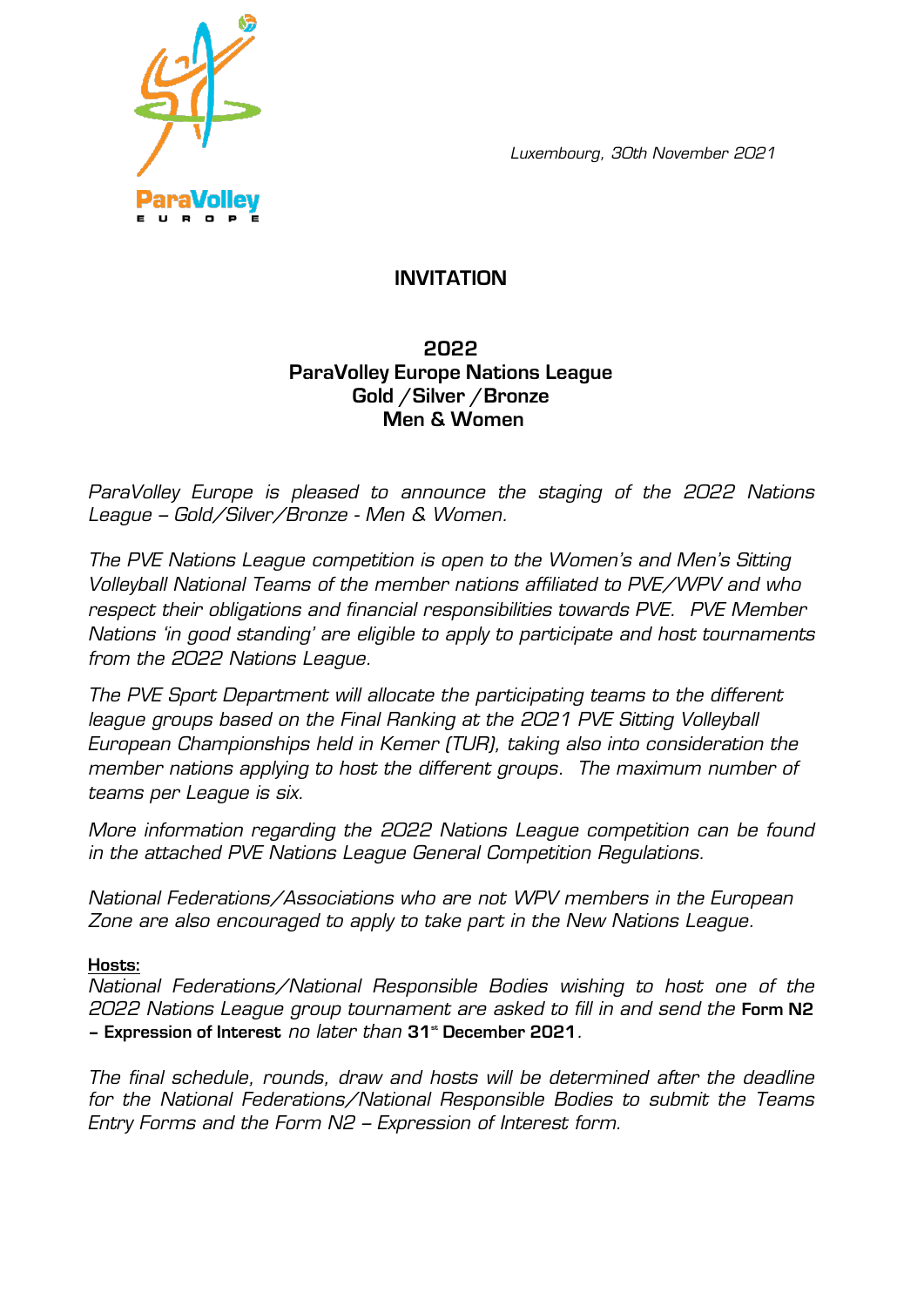ParaVolley EUROPE

*Luxembourg, 30th November 2021*

# INVITATION

## 2022
## ParaVolley Europe Nations League
## Gold / Silver / Bronze
## Men & Women

*ParaVolley Europe is pleased to announce the staging of the 2022 Nations League – Gold/Silver/Bronze - Men & Women.*

*The PVE Nations League competition is open to the Women's and Men's Sitting Volleyball National Teams of the member nations affiliated to PVE/WPV and who respect their obligations and financial responsibilities towards PVE. PVE Member Nations 'in good standing' are eligible to apply to participate and host tournaments from the 2022 Nations League.*

*The PVE Sport Department will allocate the participating teams to the different league groups based on the Final Ranking at the 2021 PVE Sitting Volleyball European Championships held in Kemer (TUR), taking also into consideration the member nations applying to host the different groups. The maximum number of teams per League is six.*

*More information regarding the 2022 Nations League competition can be found in the attached PVE Nations League General Competition Regulations.*

*National Federations/Associations who are not WPV members in the European Zone are also encouraged to apply to take part in the New Nations League.*

**Hosts:**
*National Federations/National Responsible Bodies wishing to host one of the 2022 Nations League group tournament are asked to fill in and send the* **Form N2 – Expression of Interest** *no later than* **31st December 2021**.

*The final schedule, rounds, draw and hosts will be determined after the deadline for the National Federations/National Responsible Bodies to submit the Teams Entry Forms and the Form N2 – Expression of Interest form.*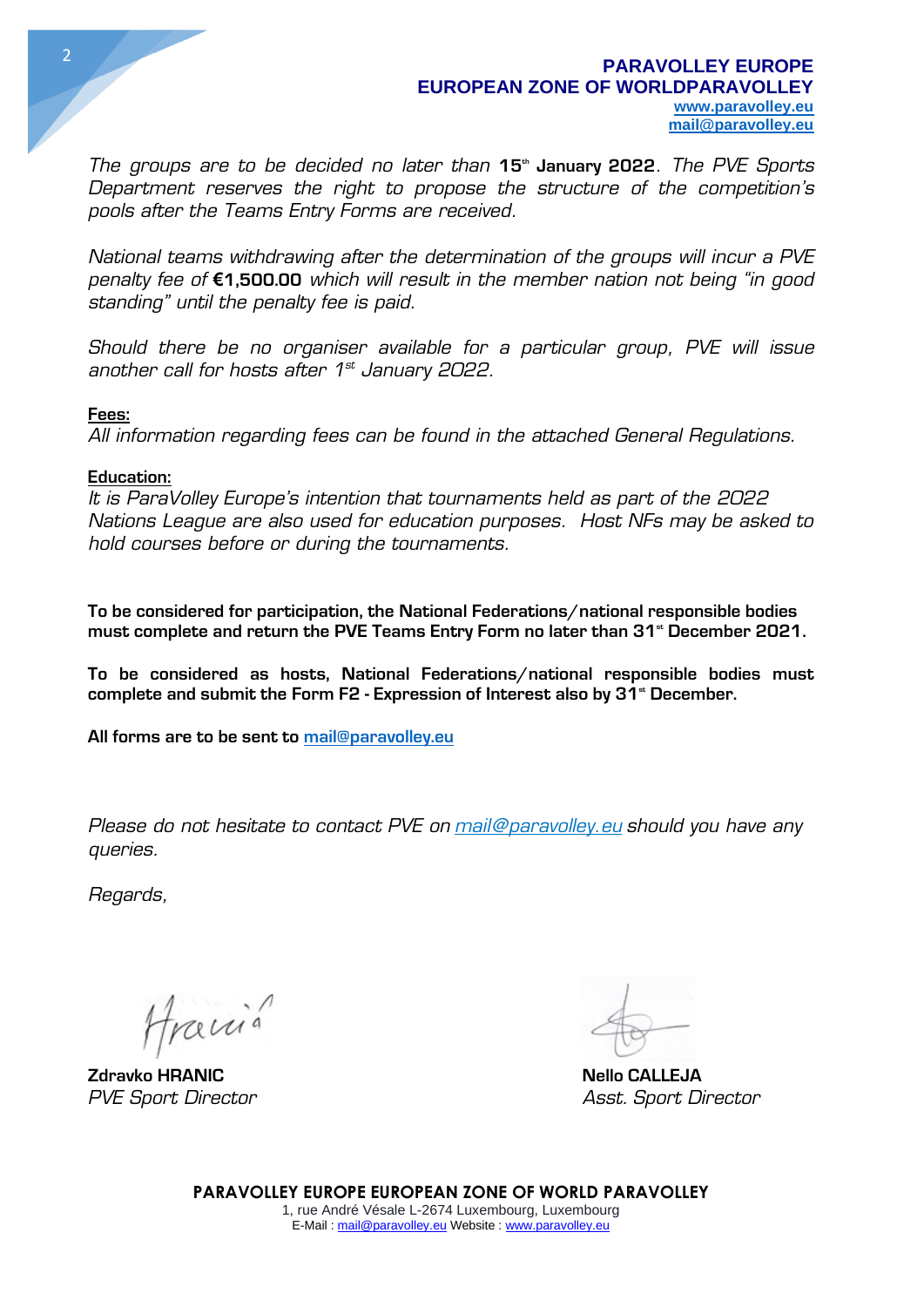*The groups are to be decided no later than* **15th January 2022**. *The PVE Sports Department reserves the right to propose the structure of the competition's pools after the Teams Entry Forms are received.*

*National teams withdrawing after the determination of the groups will incur a PVE penalty fee of* **€1,500.00** *which will result in the member nation not being "in good standing" until the penalty fee is paid.*

*Should there be no organiser available for a particular group, PVE will issue another call for hosts after 1st January 2022.*

**Fees:**
*All information regarding fees can be found in the attached General Regulations.*

**Education:**
*It is ParaVolley Europe's intention that tournaments held as part of the 2022 Nations League are also used for education purposes. Host NFs may be asked to hold courses before or during the tournaments.*

**To be considered for participation, the National Federations/national responsible bodies must complete and return the PVE Teams Entry Form no later than 31st December 2021.**

**To be considered as hosts, National Federations/national responsible bodies must complete and submit the Form F2 - Expression of Interest also by 31st December.**

**All forms are to be sent to mail@paravolley.eu**

*Please do not hesitate to contact PVE on mail@paravolley.eu should you have any queries.*

*Regards,*

**Zdravko HRANIC**
*PVE Sport Director*

**Nello CALLEJA**
*Asst. Sport Director*